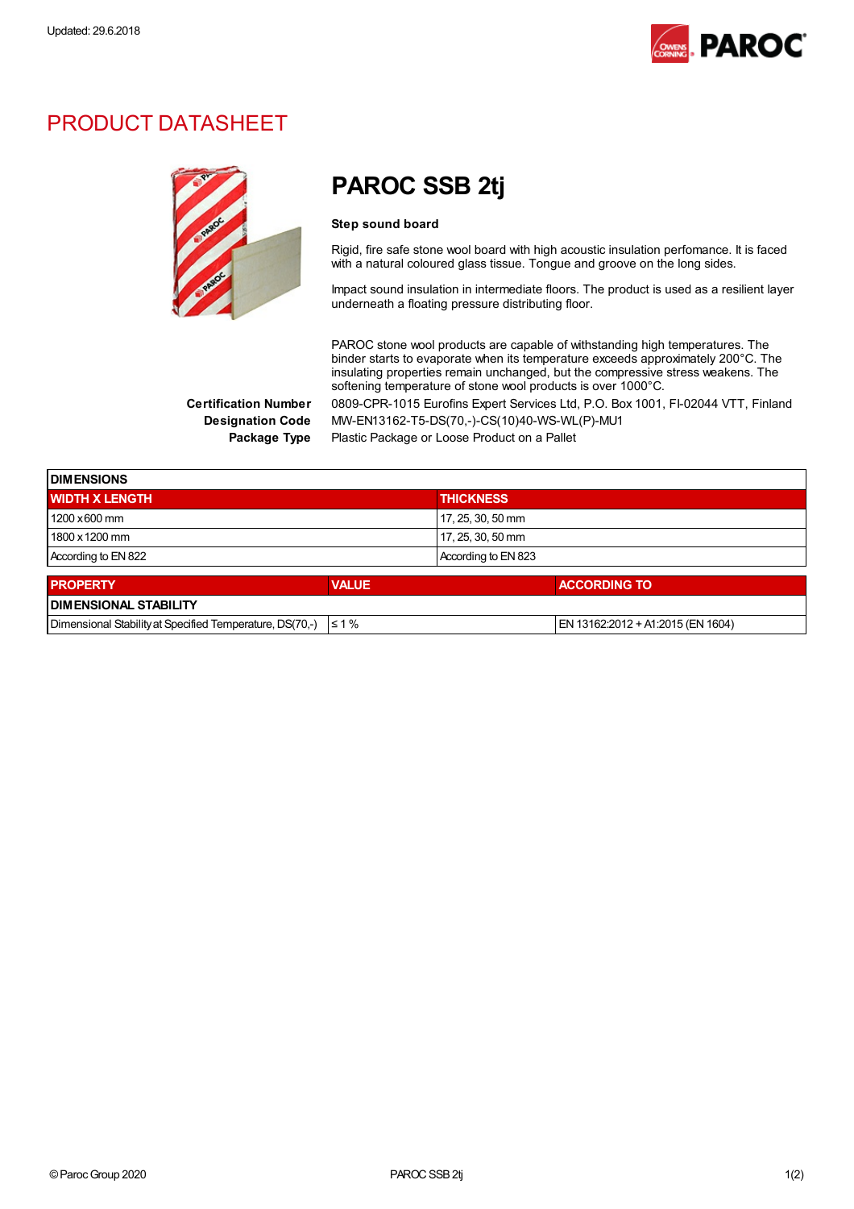Updated: 29.6.2018

# PRODUCT DATASHEET

## PAROC SSB 2tj

**Step sound board**

Rigid, fire safe stone wool board with high acoustic insulation perfomance. It is faced with a natural coloured glass tissue. Tongue and groove on the long sides.

Impact sound insulation in intermediate floors. The product is used as a resilient layer underneath a floating pressure distributing floor.

PAROC stone wool products are capable of withstanding high temperatures. The binder starts to evaporate when its temperature exceeds approximately 200°C. The insulating properties remain unchanged, but the compressive stress weakens. The softening temperature of stone wool products is over 1000°C.

**Certification Number** 0809-CPR-1015 Eurofins Expert Services Ltd, P.O. Box 1001, FI-02044 VTT, Finland

**Designation Code** MW-EN13162-T5-DS(70,-)-CS(10)40-WS-WL(P)-MU1

**Package Type** Plastic Package or Loose Product on a Pallet

| DIMENSIONS | |
|---|---|
| **WIDTH X LENGTH** | **THICKNESS** |
| 1200 x 600 mm | 17, 25, 30, 50 mm |
| 1800 x 1200 mm | 17, 25, 30, 50 mm |
| According to EN 822 | According to EN 823 |

| PROPERTY | VALUE | ACCORDING TO |
|---|---|---|
| **DIMENSIONAL STABILITY** | | |
| Dimensional Stability at Specified Temperature, DS(70,-) | ≤ 1 % | EN 13162:2012 + A1:2015 (EN 1604) |

© Paroc Group 2020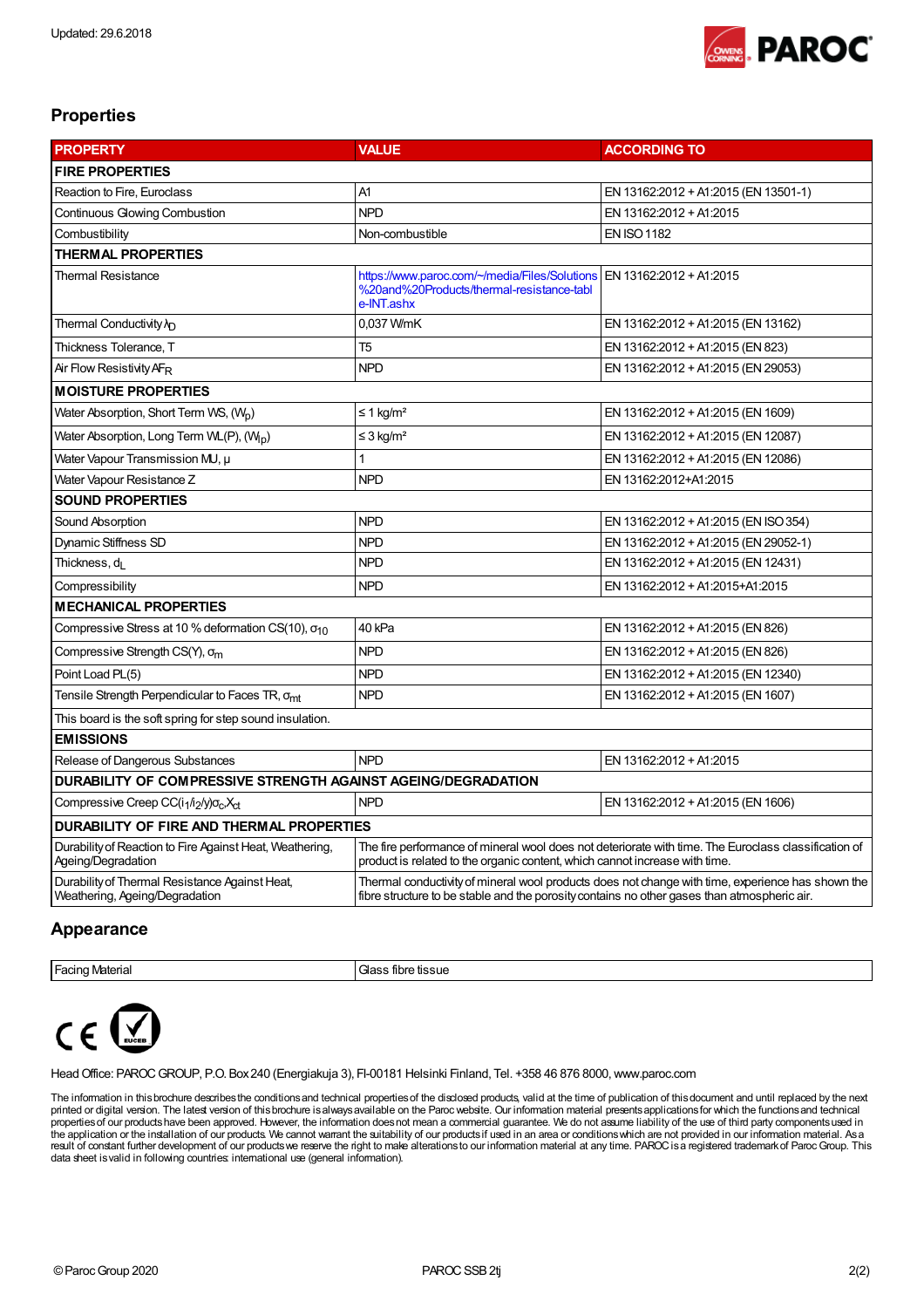Updated: 29.6.2018

## Properties

| PROPERTY | VALUE | ACCORDING TO |
|---|---|---|
| **FIRE PROPERTIES** | | |
| Reaction to Fire, Euroclass | A1 | EN 13162:2012 + A1:2015 (EN 13501-1) |
| Continuous Glowing Combustion | NPD | EN 13162:2012 + A1:2015 |
| Combustibility | Non-combustible | EN ISO 1182 |
| **THERMAL PROPERTIES** | | |
| Thermal Resistance | https://www.paroc.com/~/media/Files/Solutions%20and%20Products/thermal-resistance-table-INT.ashx | EN 13162:2012 + A1:2015 |
| Thermal Conductivity $\lambda_D$ | 0,037 W/mK | EN 13162:2012 + A1:2015 (EN 13162) |
| Thickness Tolerance, T | T5 | EN 13162:2012 + A1:2015 (EN 823) |
| Air Flow Resistivity $AF_R$ | NPD | EN 13162:2012 + A1:2015 (EN 29053) |
| **MOISTURE PROPERTIES** | | |
| Water Absorption, Short Term WS, ($W_p$) | ≤ 1 kg/m² | EN 13162:2012 + A1:2015 (EN 1609) |
| Water Absorption, Long Term WL(P), ($W_{lp}$) | ≤ 3 kg/m² | EN 13162:2012 + A1:2015 (EN 12087) |
| Water Vapour Transmission MU, μ | 1 | EN 13162:2012 + A1:2015 (EN 12086) |
| Water Vapour Resistance Z | NPD | EN 13162:2012+A1:2015 |
| **SOUND PROPERTIES** | | |
| Sound Absorption | NPD | EN 13162:2012 + A1:2015 (EN ISO 354) |
| Dynamic Stiffness SD | NPD | EN 13162:2012 + A1:2015 (EN 29052-1) |
| Thickness, $d_L$ | NPD | EN 13162:2012 + A1:2015 (EN 12431) |
| Compressibility | NPD | EN 13162:2012 + A1:2015+A1:2015 |
| **MECHANICAL PROPERTIES** | | |
| Compressive Stress at 10 % deformation CS(10), $\sigma_{10}$ | 40 kPa | EN 13162:2012 + A1:2015 (EN 826) |
| Compressive Strength CS(Y), $\sigma_m$ | NPD | EN 13162:2012 + A1:2015 (EN 826) |
| Point Load PL(5) | NPD | EN 13162:2012 + A1:2015 (EN 12340) |
| Tensile Strength Perpendicular to Faces TR, $\sigma_{mt}$ | NPD | EN 13162:2012 + A1:2015 (EN 1607) |
| This board is the soft spring for step sound insulation. | | |
| **EMISSIONS** | | |
| Release of Dangerous Substances | NPD | EN 13162:2012 + A1:2015 |
| **DURABILITY OF COMPRESSIVE STRENGTH AGAINST AGEING/DEGRADATION** | | |
| Compressive Creep $CC(i_1/i_2/y)\sigma_c X_{ct}$ | NPD | EN 13162:2012 + A1:2015 (EN 1606) |
| **DURABILITY OF FIRE AND THERMAL PROPERTIES** | | |
| Durability of Reaction to Fire Against Heat, Weathering, Ageing/Degradation | The fire performance of mineral wool does not deteriorate with time. The Euroclass classification of product is related to the organic content, which cannot increase with time. | |
| Durability of Thermal Resistance Against Heat, Weathering, Ageing/Degradation | Thermal conductivity of mineral wool products does not change with time, experience has shown the fibre structure to be stable and the porosity contains no other gases than atmospheric air. | |

## Appearance

| | |
|---|---|
| Facing Material | Glass fibre tissue |

Head Office: PAROC GROUP, P.O. Box 240 (Energiakuja 3), FI-00181 Helsinki Finland, Tel. +358 46 876 8000, www.paroc.com

The information in this brochure describes the conditions and technical properties of the disclosed products, valid at the time of publication of this document and until replaced by the next printed or digital version. The latest version of this brochure is always available on the Paroc website. Our information material presents applications for which the functions and technical properties of our products have been approved. However, the information does not mean a commercial guarantee. We do not assume liability of the use of third party components used in the application or the installation of our products. We cannot warrant the suitability of our products if used in an area or conditions which are not provided in our information material. As a result of constant further development of our products we reserve the right to make alterations to our information material at any time. PAROC is a registered trademark of Paroc Group. This data sheet is valid in following countries: international use (general information).

© Paroc Group 2020

PAROC SSB 2tj